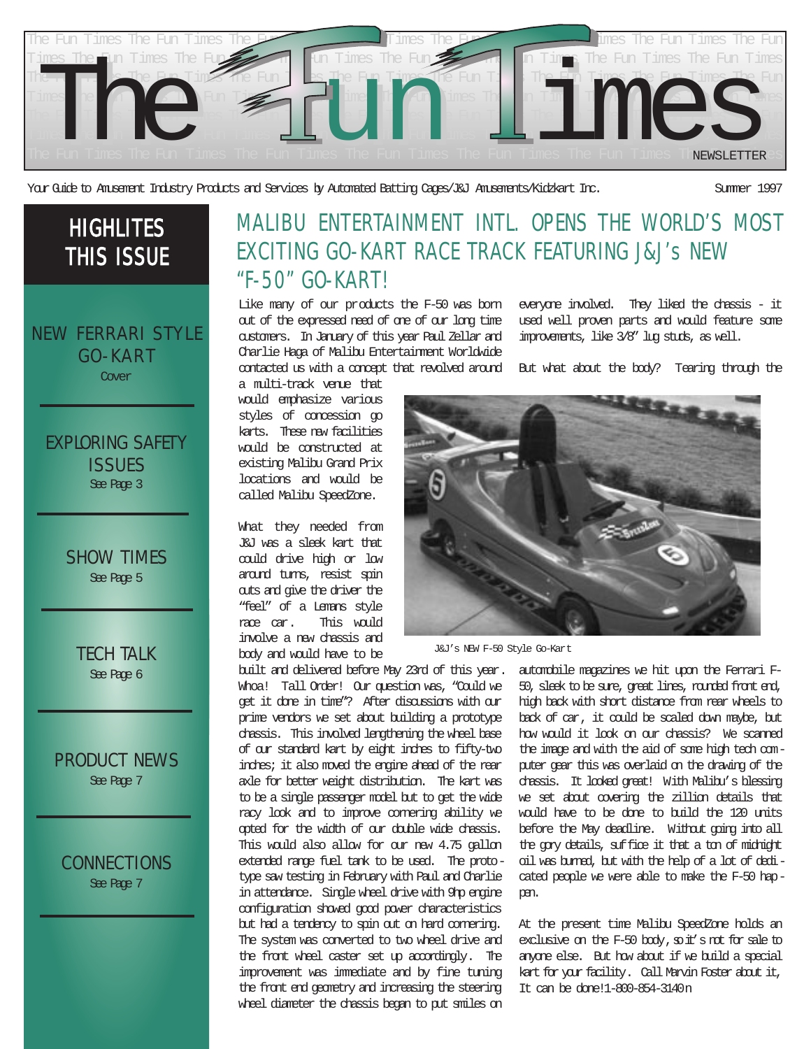# The Fun Times

NEWSLETTER

Your Guide to Amusement Industry Products and Services by Automated Batting Cages/J&J Amusements/Kidzkart Inc.

Summer 1997

## HIGHLITES THIS ISSUE

NEW FERRARI STYLE GO-KART
Cover

EXPLORING SAFETY ISSUES
See Page 3

SHOW TIMES
See Page 5

TECH TALK
See Page 6

PRODUCT NEWS
See Page 7

CONNECTIONS
See Page 7

## MALIBU ENTERTAINMENT INTL. OPENS THE WORLD'S MOST EXCITING GO-KART RACE TRACK FEATURING J&J's NEW "F-50" GO-KART!

Like many of our products the F-50 was born out of the expressed need of one of our long time customers. In January of this year Paul Zellar and Charlie Haga of Malibu Entertainment Worldwide contacted us with a concept that revolved around a multi-track venue that would emphasize various styles of concession go karts. These new facilities would be constructed at existing Malibu Grand Prix locations and would be called Malibu SpeedZone.

What they needed from J&J was a sleek kart that could drive high or low around turns, resist spin outs and give the driver the "feel" of a Lemans style race car. This would involve a new chassis and body and would have to be built and delivered before May 23rd of this year. Whoa! Tall Order! Our question was, "Could we get it done in time"? After discussions with our prime vendors we set about building a prototype chassis. This involved lengthening the wheel base of our standard kart by eight inches to fifty-two inches; it also moved the engine ahead of the rear axle for better weight distribution. The kart was to be a single passenger model but to get the wide racy look and to improve cornering ability we opted for the width of our double wide chassis. This would also allow for our new 4.75 gallon extended range fuel tank to be used. The prototype saw testing in February with Paul and Charlie in attendance. Single wheel drive with 9hp engine configuration showed good power characteristics but had a tendency to spin out on hard cornering. The system was converted to two wheel drive and the front wheel caster set up accordingly. The improvement was immediate and by fine tuning the front end geometry and increasing the steering wheel diameter the chassis began to put smiles on everyone involved. They liked the chassis - it used well proven parts and would feature some improvements, like 3/8" lug studs, as well.

But what about the body? Tearing through the automobile magazines we hit upon the Ferrari F-50, sleek to be sure, great lines, rounded front end, high back with short distance from rear wheels to back of car, it could be scaled down maybe, but how would it look on our chassis? We scanned the image and with the aid of some high tech computer gear this was overlaid on the drawing of the chassis. It looked great! With Malibu's blessing we set about covering the zillion details that would have to be done to build the 120 units before the May deadline. Without going into all the gory details, suffice it that a ton of midnight oil was burned, but with the help of a lot of dedicated people we were able to make the F-50 happen.

J&J's NEW F-50 Style Go-Kart

At the present time Malibu SpeedZone holds an exclusive on the F-50 body, so it's not for sale to anyone else. But how about if we build a special kart for your facility. Call Marvin Foster about it, It can be done! 1-800-854-3140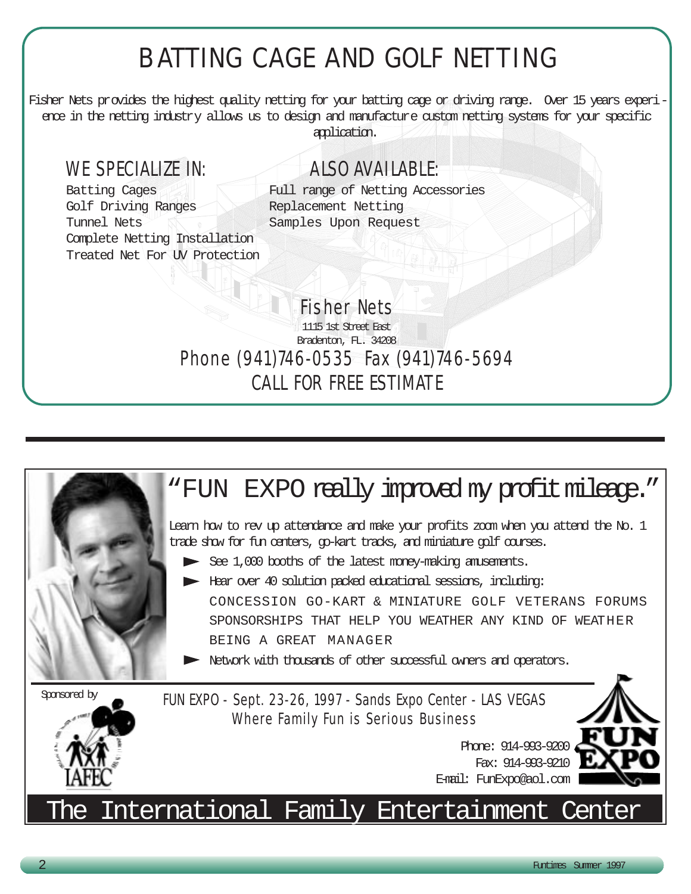# BATTING CAGE AND GOLF NETTING

Fisher Nets provides the highest quality netting for your batting cage or driving range. Over 15 years experience in the netting industry allows us to design and manufacture custom netting systems for your specific application.

## WE SPECIALIZE IN:

- Batting Cages
- Golf Driving Ranges
- Tunnel Nets
- Complete Netting Installation
- Treated Net For UV Protection

## ALSO AVAILABLE:

- Full range of Netting Accessories
- Replacement Netting
- Samples Upon Request

**Fisher Nets**
1115 1st Street East
Bradenton, FL. 34208

Phone (941)746-0535 Fax (941)746-5694

CALL FOR FREE ESTIMATE

---

# "FUN EXPO really improved my profit mileage."

Learn how to rev up attendance and make your profits zoom when you attend the No. 1 trade show for fun centers, go-kart tracks, and miniature golf courses.

- See 1,000 booths of the latest money-making amusements.
- Hear over 40 solution packed educational sessions, including:
  - CONCESSION GO-KART & MINIATURE GOLF VETERANS FORUMS
  - SPONSORSHIPS THAT HELP YOU WEATHER ANY KIND OF WEATHER
  - BEING A GREAT MANAGER
- Network with thousands of other successful owners and operators.

Sponsored by IAFEC

FUN EXPO - Sept. 23-26, 1997 - Sands Expo Center - LAS VEGAS
Where Family Fun is Serious Business

Phone: 914-993-9200
Fax: 914-993-9210
E-mail: FunExpo@aol.com

FUN EXPO

The International Family Entertainment Center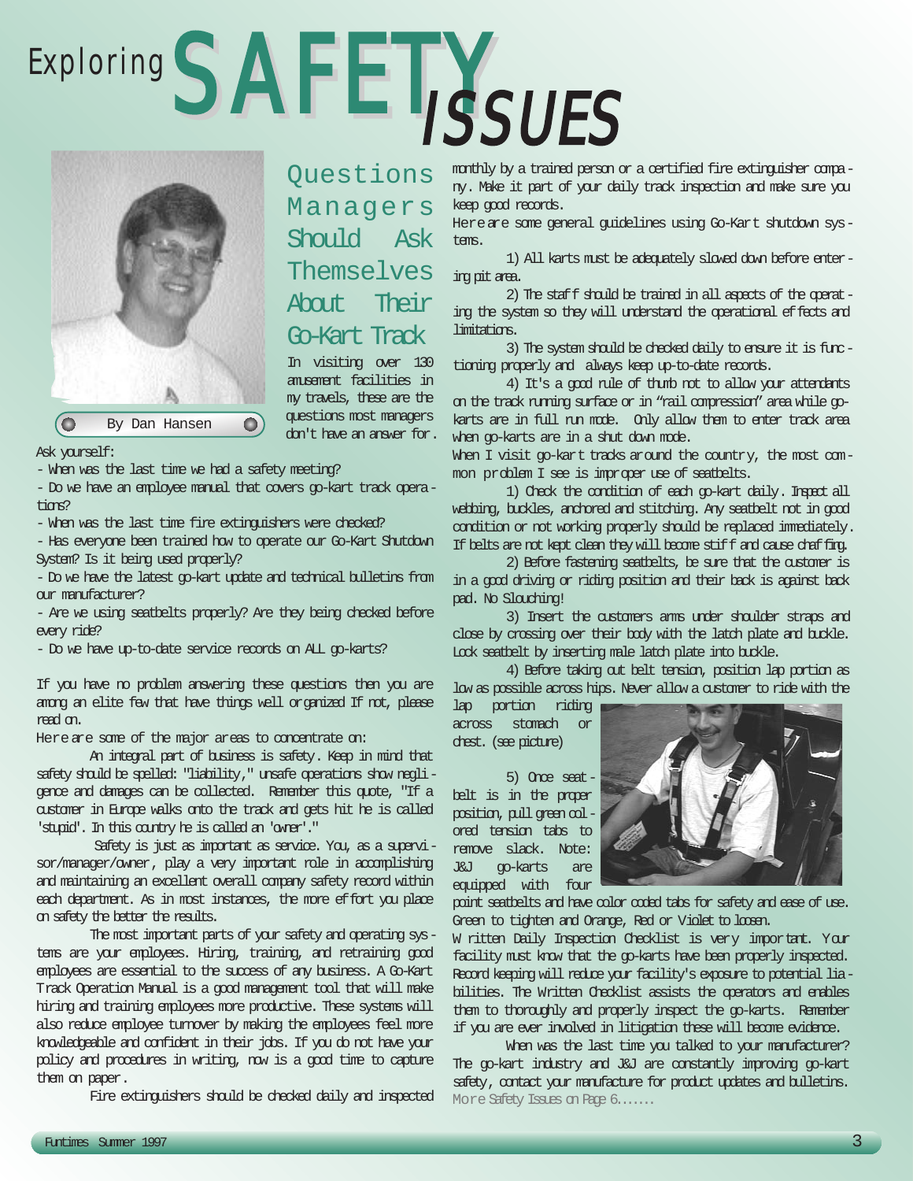# Exploring SAFETY ISSUES

## Questions Managers Should Ask Themselves About Their Go-Kart Track

By Dan Hansen

In visiting over 130 amusement facilities in my travels, these are the questions most managers don't have an answer for.

Ask yourself:

- When was the last time we had a safety meeting?
- Do we have an employee manual that covers go-kart track operations?
- When was the last time fire extinguishers were checked?
- Has everyone been trained how to operate our Go-Kart Shutdown System? Is it being used properly?
- Do we have the latest go-kart update and technical bulletins from our manufacturer?
- Are we using seatbelts properly? Are they being checked before every ride?
- Do we have up-to-date service records on ALL go-karts?

If you have no problem answering these questions then you are among an elite few that have things well organized If not, please read on.

Here are some of the major areas to concentrate on:

An integral part of business is safety. Keep in mind that safety should be spelled: "liability," unsafe operations show negligence and damages can be collected. Remember this quote, "If a customer in Europe walks onto the track and gets hit he is called 'stupid'. In this country he is called an 'owner'."

Safety is just as important as service. You, as a supervisor/manager/owner, play a very important role in accomplishing and maintaining an excellent overall company safety record within each department. As in most instances, the more effort you place on safety the better the results.

The most important parts of your safety and operating systems are your employees. Hiring, training, and retraining good employees are essential to the success of any business. A Go-Kart Track Operation Manual is a good management tool that will make hiring and training employees more productive. These systems will also reduce employee turnover by making the employees feel more knowledgeable and confident in their jobs. If you do not have your policy and procedures in writing, now is a good time to capture them on paper.

Fire extinguishers should be checked daily and inspected monthly by a trained person or a certified fire extinguisher company. Make it part of your daily track inspection and make sure you keep good records.

Here are some general guidelines using Go-Kart shutdown systems.

1) All karts must be adequately slowed down before entering pit area.

2) The staff should be trained in all aspects of the operating the system so they will understand the operational effects and limitations.

3) The system should be checked daily to ensure it is functioning properly and always keep up-to-date records.

4) It's a good rule of thumb not to allow your attendants on the track running surface or in "rail compression" area while go-karts are in full run mode. Only allow them to enter track area when go-karts are in a shut down mode.

When I visit go-kart tracks around the country, the most common problem I see is improper use of seatbelts.

1) Check the condition of each go-kart daily. Inspect all webbing, buckles, anchored and stitching. Any seatbelt not in good condition or not working properly should be replaced immediately. If belts are not kept clean they will become stiff and cause chaffing.

2) Before fastening seatbelts, be sure that the customer is in a good driving or riding position and their back is against back pad. No Slouching!

3) Insert the customers arms under shoulder straps and close by crossing over their body with the latch plate and buckle. Lock seatbelt by inserting male latch plate into buckle.

4) Before taking out belt tension, position lap portion as low as possible across hips. Never allow a customer to ride with the lap portion riding across stomach or chest. (see picture)

5) Once seatbelt is in the proper position, pull green colored tension tabs to remove slack. Note: J&J go-karts are equipped with four point seatbelts and have color coded tabs for safety and ease of use. Green to tighten and Orange, Red or Violet to loosen.

Written Daily Inspection Checklist is very important. Your facility must know that the go-karts have been properly inspected. Record keeping will reduce your facility's exposure to potential liabilities. The Written Checklist assists the operators and enables them to thoroughly and properly inspect the go-karts. Remember if you are ever involved in litigation these will become evidence.

When was the last time you talked to your manufacturer? The go-kart industry and J&J are constantly improving go-kart safety, contact your manufacture for product updates and bulletins.

More Safety Issues on Page 6.......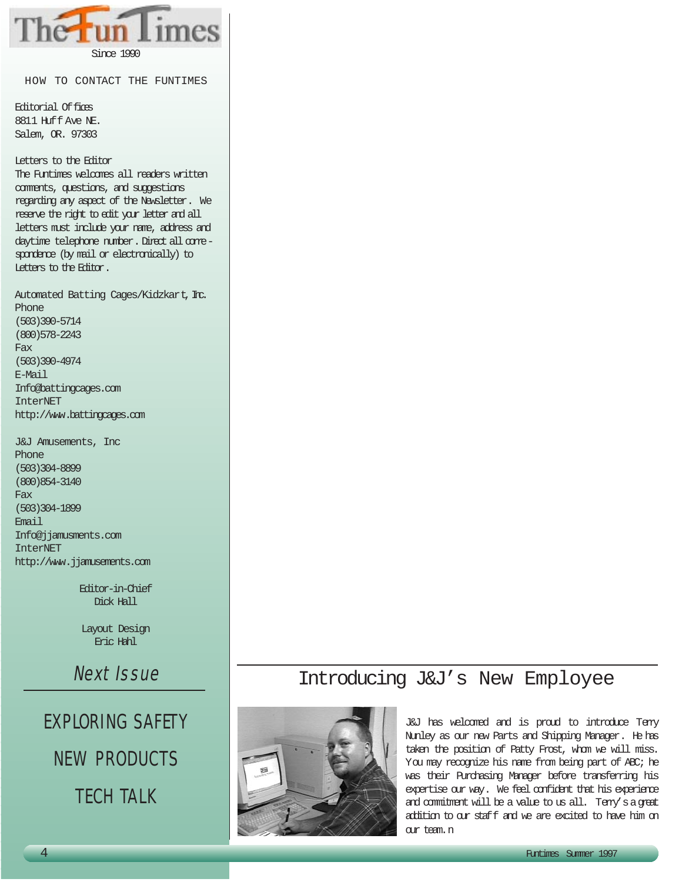# The Fun Times

Since 1990

## HOW TO CONTACT THE FUNTIMES

Editorial Offices
8811 Huff Ave NE.
Salem, OR. 97303

Letters to the Editor
The Funtimes welcomes all readers written comments, questions, and suggestions regarding any aspect of the Newsletter. We reserve the right to edit your letter and all letters must include your name, address and daytime telephone number. Direct all correspondence (by mail or electronically) to Letters to the Editor.

Automated Batting Cages/Kidzkart, Inc.
Phone
(503)390-5714
(800)578-2243
Fax
(503)390-4974
E-Mail
Info@battingcages.com
InterNET
http://www.battingcages.com

J&J Amusements, Inc
Phone
(503)304-8899
(800)854-3140
Fax
(503)304-1899
Email
Info@jjamusments.com
InterNET
http://www.jjamusements.com

Editor-in-Chief
Dick Hall

Layout Design
Eric Hahl

## *Next Issue*

EXPLORING SAFETY

NEW PRODUCTS

TECH TALK

## Introducing J&J's New Employee

J&J has welcomed and is proud to introduce Terry Nunley as our new Parts and Shipping Manager. He has taken the position of Patty Frost, whom we will miss. You may recognize his name from being part of ABC; he was their Purchasing Manager before transferring his expertise our way. We feel confident that his experience and commitment will be a value to us all. Terry's a great addition to our staff and we are excited to have him on our team.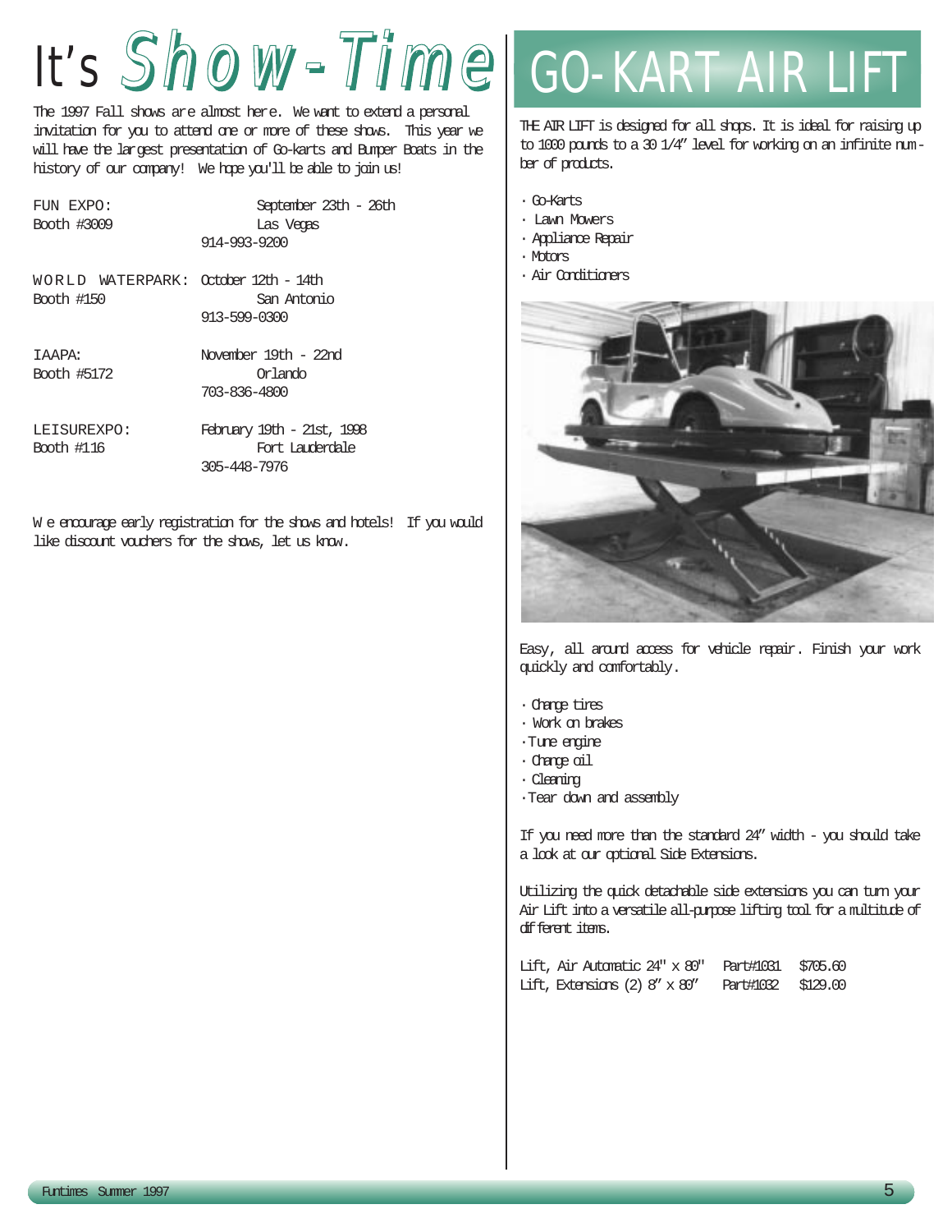# It's Show-Time

The 1997 Fall shows are almost here. We want to extend a personal invitation for you to attend one or more of these shows. This year we will have the largest presentation of Go-karts and Bumper Boats in the history of our company! We hope you'll be able to join us!

| | |
|---|---|
| FUN EXPO:<br>Booth #3009 | September 23th - 26th<br>Las Vegas<br>914-993-9200 |
| WORLD WATERPARK:<br>Booth #150 | October 12th - 14th<br>San Antonio<br>913-599-0300 |
| IAAPA:<br>Booth #5172 | November 19th - 22nd<br>Orlando<br>703-836-4800 |
| LEISUREXPO:<br>Booth #116 | February 19th - 21st, 1998<br>Fort Lauderdale<br>305-448-7976 |

We encourage early registration for the shows and hotels! If you would like discount vouchers for the shows, let us know.

# GO-KART AIR LIFT

THE AIR LIFT is designed for all shops. It is ideal for raising up to 1000 pounds to a 30 1/4" level for working on an infinite number of products.

- Go-Karts
- Lawn Mowers
- Appliance Repair
- Motors
- Air Conditioners

Easy, all around access for vehicle repair. Finish your work quickly and comfortably.

- Change tires
- Work on brakes
- Tune engine
- Change oil
- Cleaning
- Tear down and assembly

If you need more than the standard 24" width - you should take a look at our optional Side Extensions.

Utilizing the quick detachable side extensions you can turn your Air Lift into a versatile all-purpose lifting tool for a multitude of different items.

| | | |
|---|---|---|
| Lift, Air Automatic 24" x 80" | Part#1031 | $705.60 |
| Lift, Extensions (2) 8" x 80" | Part#1032 | $129.00 |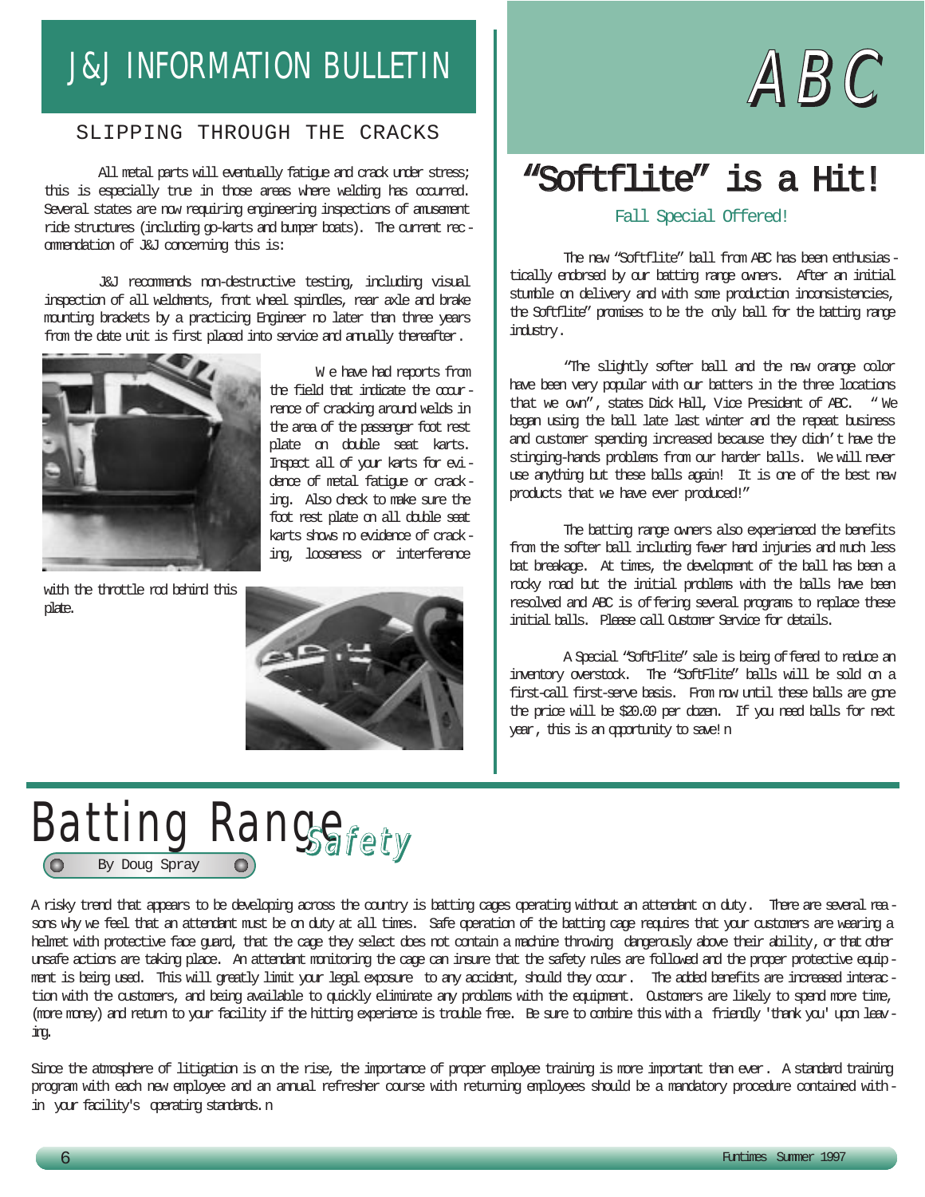# J&J INFORMATION BULLETIN

## SLIPPING THROUGH THE CRACKS

All metal parts will eventually fatigue and crack under stress; this is especially true in those areas where welding has occurred. Several states are now requiring engineering inspections of amusement ride structures (including go-karts and bumper boats). The current recommendation of J&J concerning this is:

J&J recommends non-destructive testing, including visual inspection of all weldments, front wheel spindles, rear axle and brake mounting brackets by a practicing Engineer no later than three years from the date unit is first placed into service and annually thereafter.

We have had reports from the field that indicate the occurrence of cracking around welds in the area of the passenger foot rest plate on double seat karts. Inspect all of your karts for evidence of metal fatigue or cracking. Also check to make sure the foot rest plate on all double seat karts shows no evidence of cracking, looseness or interference with the throttle rod behind this plate.

# ABC

## "Softflite" is a Hit!

### Fall Special Offered!

The new "Softflite" ball from ABC has been enthusiastically endorsed by our batting range owners. After an initial stumble on delivery and with some production inconsistencies, the Softflite" promises to be the only ball for the batting range industry.

"The slightly softer ball and the new orange color have been very popular with our batters in the three locations that we own", states Dick Hall, Vice President of ABC. "We began using the ball late last winter and the repeat business and customer spending increased because they didn't have the stinging-hands problems from our harder balls. We will never use anything but these balls again! It is one of the best new products that we have ever produced!"

The batting range owners also experienced the benefits from the softer ball including fewer hand injuries and much less bat breakage. At times, the development of the ball has been a rocky road but the initial problems with the balls have been resolved and ABC is offering several programs to replace these initial balls. Please call Customer Service for details.

A Special "SoftFlite" sale is being offered to reduce an inventory overstock. The "SoftFlite" balls will be sold on a first-call first-serve basis. From now until these balls are gone the price will be $20.00 per dozen. If you need balls for next year, this is an opportunity to save!

# Batting Range *Safety*

By Doug Spray

A risky trend that appears to be developing across the country is batting cages operating without an attendant on duty. There are several reasons why we feel that an attendant must be on duty at all times. Safe operation of the batting cage requires that your customers are wearing a helmet with protective face guard, that the cage they select does not contain a machine throwing dangerously above their ability, or that other unsafe actions are taking place. An attendant monitoring the cage can insure that the safety rules are followed and the proper protective equipment is being used. This will greatly limit your legal exposure to any accident, should they occur. The added benefits are increased interaction with the customers, and being available to quickly eliminate any problems with the equipment. Customers are likely to spend more time, (more money) and return to your facility if the hitting experience is trouble free. Be sure to combine this with a friendly 'thank you' upon leaving.

Since the atmosphere of litigation is on the rise, the importance of proper employee training is more important than ever. A standard training program with each new employee and an annual refresher course with returning employees should be a mandatory procedure contained within your facility's operating standards.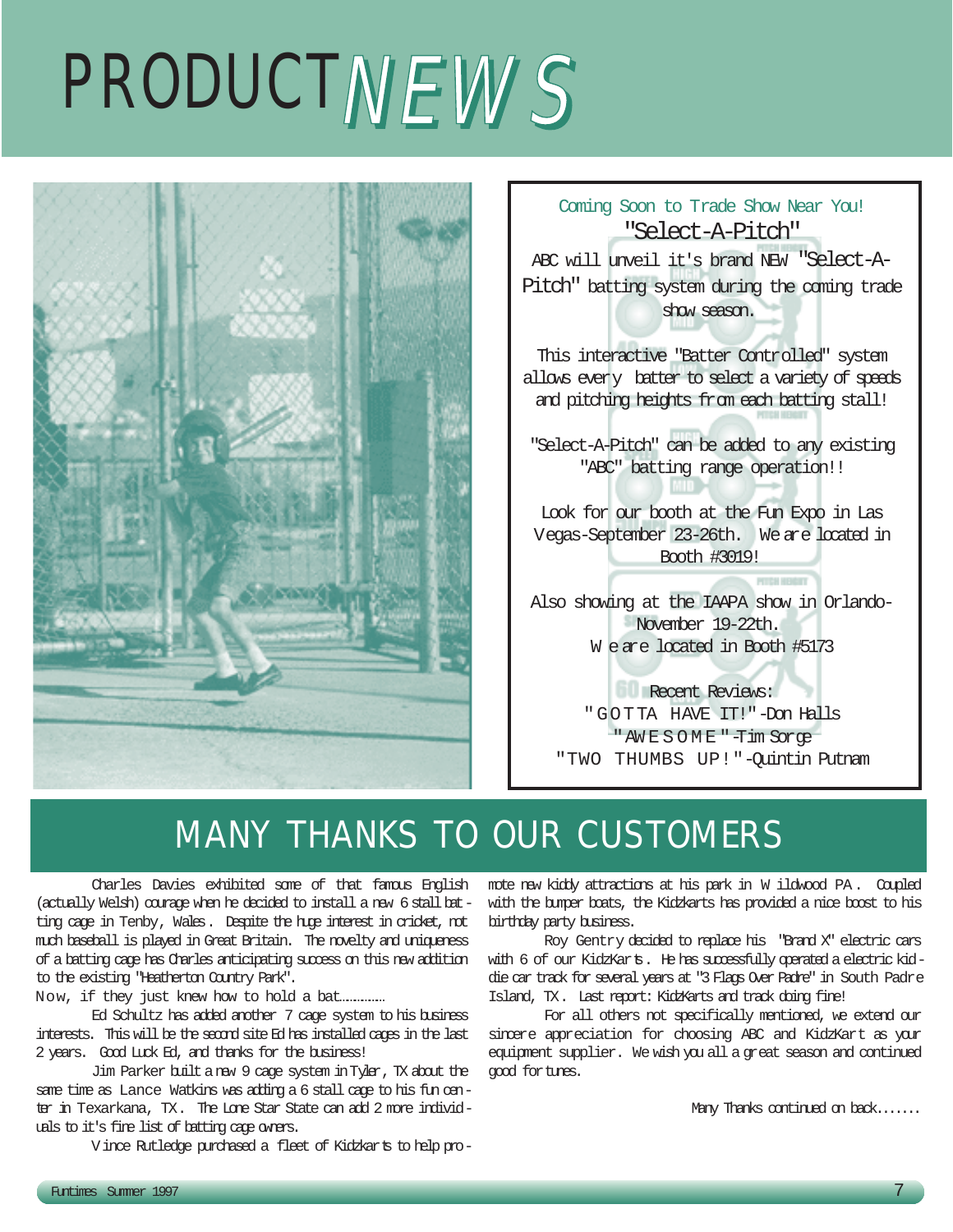# PRODUCT NEWS

Coming Soon to Trade Show Near You!

**"Select-A-Pitch"**

ABC will unveil it's brand NEW "Select-A-Pitch" batting system during the coming trade show season.

This interactive "Batter Controlled" system allows every batter to select a variety of speeds and pitching heights from each batting stall!

"Select-A-Pitch" can be added to any existing "ABC" batting range operation!!

Look for our booth at the Fun Expo in Las Vegas-September 23-26th. We are located in Booth #3019!

Also showing at the IAAPA show in Orlando-November 19-22th. We are located in Booth #5173

Recent Reviews:
"GOTTA HAVE IT!"-Don Halls
"AWESOME"-Tim Sorge
"TWO THUMBS UP!"-Quintin Putnam

## MANY THANKS TO OUR CUSTOMERS

Charles Davies exhibited some of that famous English (actually Welsh) courage when he decided to install a new 6 stall batting cage in Tenby, Wales. Despite the huge interest in cricket, not much baseball is played in Great Britain. The novelty and uniqueness of a batting cage has Charles anticipating success on this new addition to the existing "Heatherton Country Park". Now, if they just knew how to hold a bat.............

Ed Schultz has added another 7 cage system to his business interests. This will be the second site Ed has installed cages in the last 2 years. Good Luck Ed, and thanks for the business!

Jim Parker built a new 9 cage system in Tyler, TX about the same time as Lance Watkins was adding a 6 stall cage to his fun center in Texarkana, TX. The Lone Star State can add 2 more individuals to it's fine list of batting cage owners.

Vince Rutledge purchased a fleet of Kidzkarts to help promote new kiddy attractions at his park in Wildwood PA. Coupled with the bumper boats, the Kidzkarts has provided a nice boost to his birthday party business.

Roy Gentry decided to replace his "Brand X" electric cars with 6 of our KidzKarts. He has successfully operated a electric kiddie car track for several years at "3 Flags Over Padre" in South Padre Island, TX. Last report: KidzKarts and track doing fine!

For all others not specifically mentioned, we extend our sincere appreciation for choosing ABC and KidzKart as your equipment supplier. We wish you all a great season and continued good fortunes.

Many Thanks continued on back.......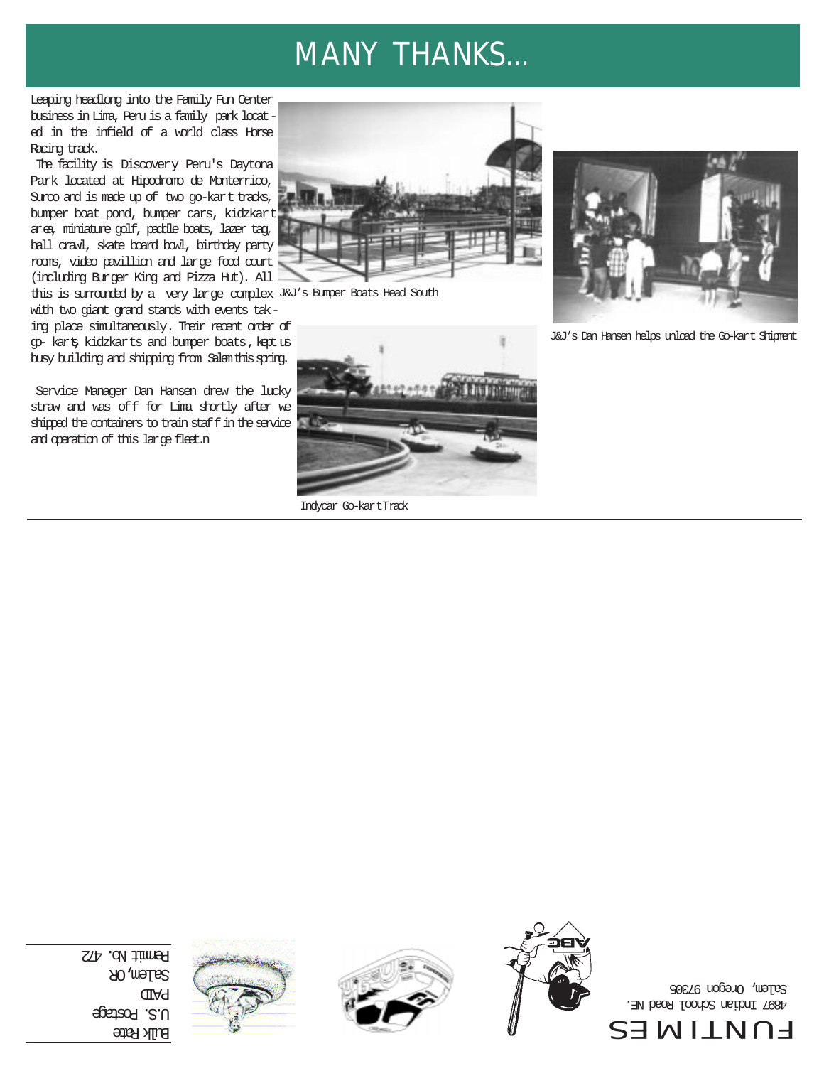# MANY THANKS...

Leaping headlong into the Family Fun Center business in Lima, Peru is a family park located in the infield of a world class Horse Racing track.

The facility is Discovery Peru's Daytona Park located at Hipodromo de Monterrico, Surco and is made up of two go-kart tracks, bumper boat pond, bumper cars, kidzkart area, miniature golf, paddle boats, lazer tag, ball crawl, skate board bowl, birthday party rooms, video pavillion and large food court (including Burger King and Pizza Hut). All this is surrounded by a very large complex with two giant grand stands with events taking place simultaneously. Their recent order of go- karts, kidzkarts and bumper boats, kept us busy building and shipping from Salem this spring.

Service Manager Dan Hansen drew the lucky straw and was off for Lima shortly after we shipped the containers to train staff in the service and operation of this large fleet.n

J&J's Bumper Boats Head South

Indycar Go-kart Track

J&J's Dan Hansen helps unload the Go-kart Shipment

Bulk Rate
U.S. Postage
PAID
Salem, OR
Permit No. 472

FUNTIMES
4897 Indian School Road NE.
Salem, Oregon 97305